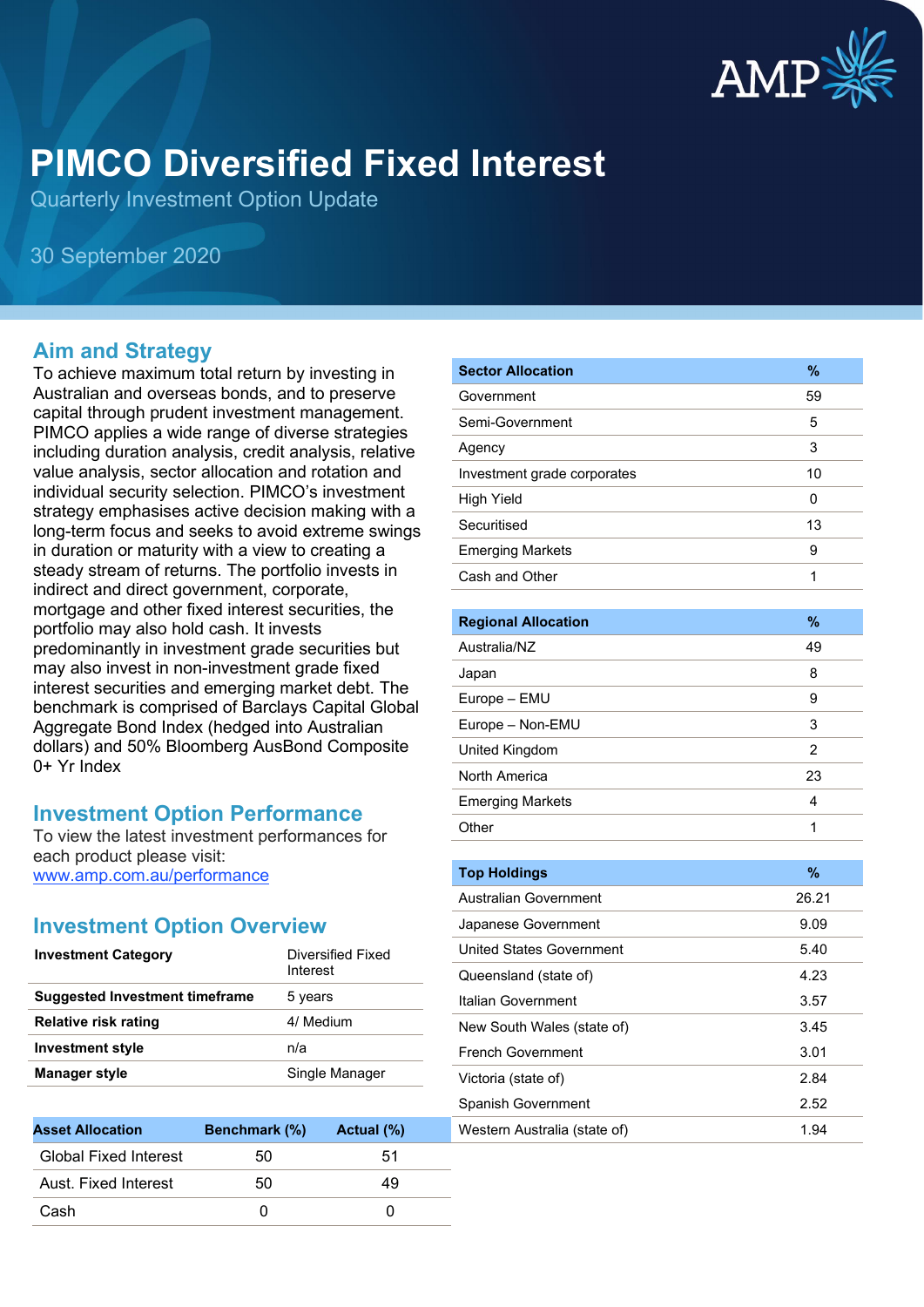# PIMCO Diversified Fixed Interest

Quarterly Investment Option Update

30 September 2020

## Aim and Strategy

To achieve maximum total return by investing in Australian and overseas bonds, and to preserve capital through prudent investment management. PIMCO applies a wide range of diverse strategies including duration analysis, credit analysis, relative value analysis, sector allocation and rotation and individual security selection. PIMCO's investment strategy emphasises active decision making with a long-term focus and seeks to avoid extreme swings in duration or maturity with a view to creating a steady stream of returns. The portfolio invests in indirect and direct government, corporate, mortgage and other fixed interest securities, the portfolio may also hold cash. It invests predominantly in investment grade securities but may also invest in non-investment grade fixed interest securities and emerging market debt. The benchmark is comprised of Barclays Capital Global Aggregate Bond Index (hedged into Australian dollars) and 50% Bloomberg AusBond Composite 0+ Yr Index

## Investment Option Performance

To view the latest investment performances for each product please visit: [www.amp.com.au/performance](http://www.amp.com.au/performance)

## Investment Option Overview

| | |
|---|---|
| **Investment Category** | Diversified Fixed Interest |
| **Suggested Investment timeframe** | 5 years |
| **Relative risk rating** | 4/ Medium |
| **Investment style** | n/a |
| **Manager style** | Single Manager |

| Asset Allocation | Benchmark (%) | Actual (%) |
|---|---|---|
| Global Fixed Interest | 50 | 51 |
| Aust. Fixed Interest | 50 | 49 |
| Cash | 0 | 0 |

| Sector Allocation | % |
|---|---|
| Government | 59 |
| Semi-Government | 5 |
| Agency | 3 |
| Investment grade corporates | 10 |
| High Yield | 0 |
| Securitised | 13 |
| Emerging Markets | 9 |
| Cash and Other | 1 |

| Regional Allocation | % |
|---|---|
| Australia/NZ | 49 |
| Japan | 8 |
| Europe – EMU | 9 |
| Europe – Non-EMU | 3 |
| United Kingdom | 2 |
| North America | 23 |
| Emerging Markets | 4 |
| Other | 1 |

| Top Holdings | % |
|---|---|
| Australian Government | 26.21 |
| Japanese Government | 9.09 |
| United States Government | 5.40 |
| Queensland (state of) | 4.23 |
| Italian Government | 3.57 |
| New South Wales (state of) | 3.45 |
| French Government | 3.01 |
| Victoria (state of) | 2.84 |
| Spanish Government | 2.52 |
| Western Australia (state of) | 1.94 |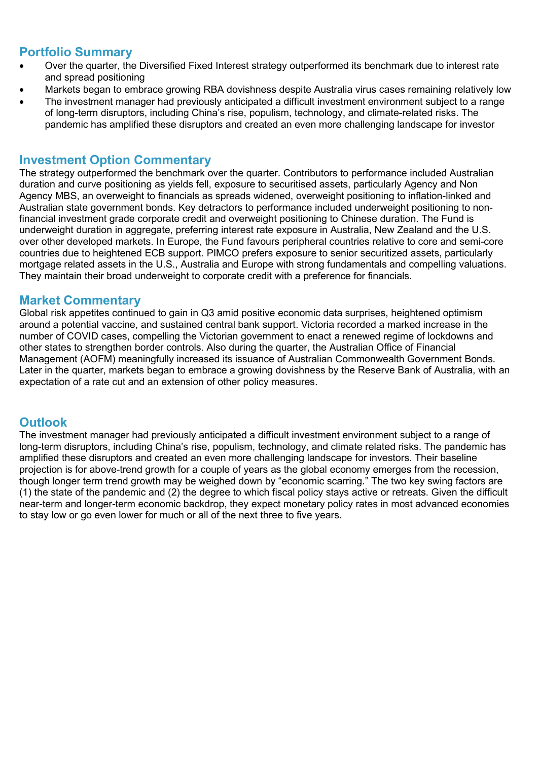## Portfolio Summary

- Over the quarter, the Diversified Fixed Interest strategy outperformed its benchmark due to interest rate and spread positioning
- Markets began to embrace growing RBA dovishness despite Australia virus cases remaining relatively low
- The investment manager had previously anticipated a difficult investment environment subject to a range of long-term disruptors, including China's rise, populism, technology, and climate-related risks. The pandemic has amplified these disruptors and created an even more challenging landscape for investor

## Investment Option Commentary

The strategy outperformed the benchmark over the quarter. Contributors to performance included Australian duration and curve positioning as yields fell, exposure to securitised assets, particularly Agency and Non Agency MBS, an overweight to financials as spreads widened, overweight positioning to inflation-linked and Australian state government bonds. Key detractors to performance included underweight positioning to non-financial investment grade corporate credit and overweight positioning to Chinese duration. The Fund is underweight duration in aggregate, preferring interest rate exposure in Australia, New Zealand and the U.S. over other developed markets. In Europe, the Fund favours peripheral countries relative to core and semi-core countries due to heightened ECB support. PIMCO prefers exposure to senior securitized assets, particularly mortgage related assets in the U.S., Australia and Europe with strong fundamentals and compelling valuations. They maintain their broad underweight to corporate credit with a preference for financials.

## Market Commentary

Global risk appetites continued to gain in Q3 amid positive economic data surprises, heightened optimism around a potential vaccine, and sustained central bank support. Victoria recorded a marked increase in the number of COVID cases, compelling the Victorian government to enact a renewed regime of lockdowns and other states to strengthen border controls. Also during the quarter, the Australian Office of Financial Management (AOFM) meaningfully increased its issuance of Australian Commonwealth Government Bonds. Later in the quarter, markets began to embrace a growing dovishness by the Reserve Bank of Australia, with an expectation of a rate cut and an extension of other policy measures.

## Outlook

The investment manager had previously anticipated a difficult investment environment subject to a range of long-term disruptors, including China's rise, populism, technology, and climate related risks. The pandemic has amplified these disruptors and created an even more challenging landscape for investors. Their baseline projection is for above-trend growth for a couple of years as the global economy emerges from the recession, though longer term trend growth may be weighed down by "economic scarring." The two key swing factors are (1) the state of the pandemic and (2) the degree to which fiscal policy stays active or retreats. Given the difficult near-term and longer-term economic backdrop, they expect monetary policy rates in most advanced economies to stay low or go even lower for much or all of the next three to five years.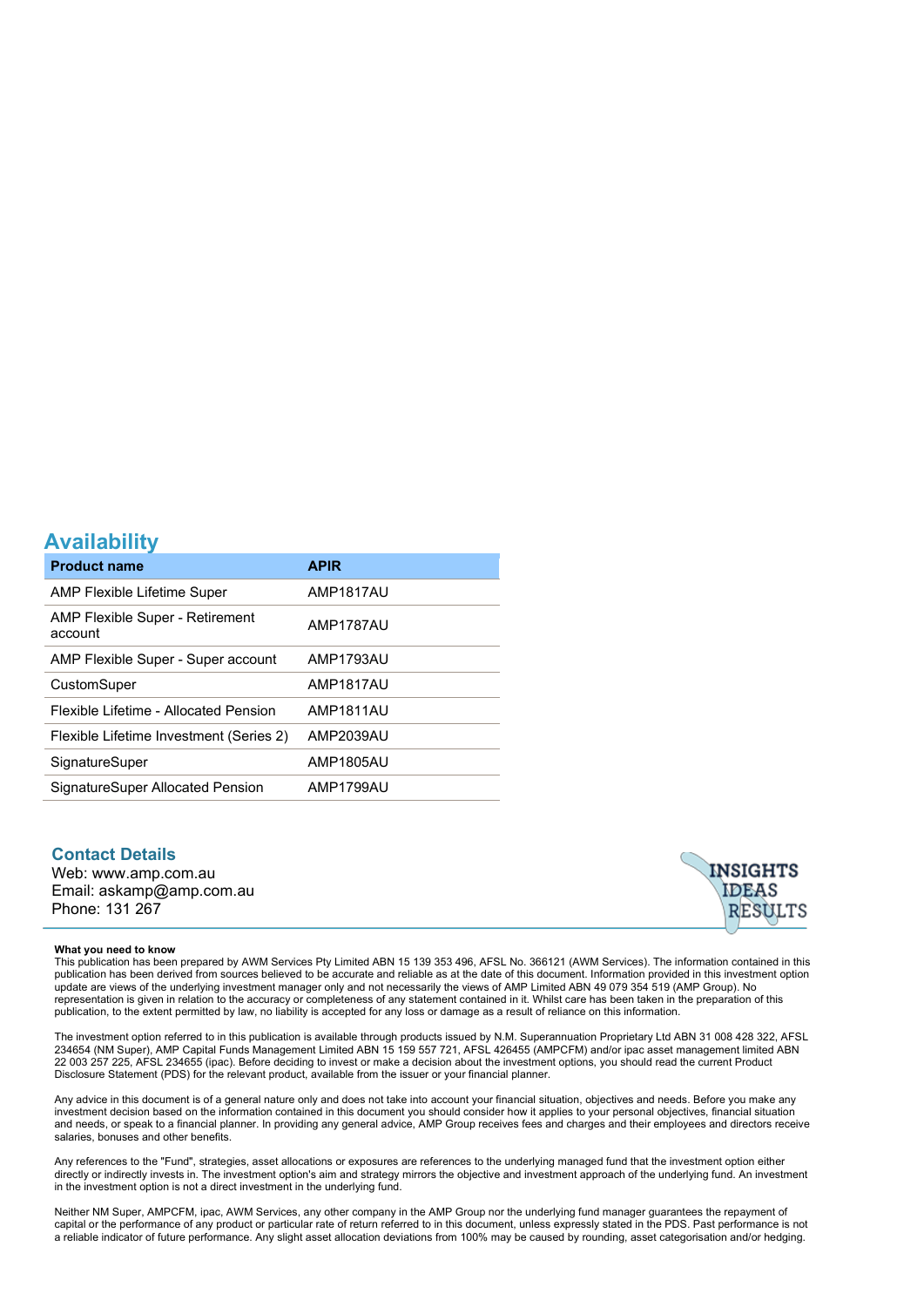## Availability

| Product name | APIR |
|---|---|
| AMP Flexible Lifetime Super | AMP1817AU |
| AMP Flexible Super - Retirement account | AMP1787AU |
| AMP Flexible Super - Super account | AMP1793AU |
| CustomSuper | AMP1817AU |
| Flexible Lifetime - Allocated Pension | AMP1811AU |
| Flexible Lifetime Investment (Series 2) | AMP2039AU |
| SignatureSuper | AMP1805AU |
| SignatureSuper Allocated Pension | AMP1799AU |

### Contact Details

Web: www.amp.com.au
Email: askamp@amp.com.au
Phone: 131 267

INSIGHTS
IDEAS
RESULTS

**What you need to know**

This publication has been prepared by AWM Services Pty Limited ABN 15 139 353 496, AFSL No. 366121 (AWM Services). The information contained in this publication has been derived from sources believed to be accurate and reliable as at the date of this document. Information provided in this investment option update are views of the underlying investment manager only and not necessarily the views of AMP Limited ABN 49 079 354 519 (AMP Group). No representation is given in relation to the accuracy or completeness of any statement contained in it. Whilst care has been taken in the preparation of this publication, to the extent permitted by law, no liability is accepted for any loss or damage as a result of reliance on this information.

The investment option referred to in this publication is available through products issued by N.M. Superannuation Proprietary Ltd ABN 31 008 428 322, AFSL 234654 (NM Super), AMP Capital Funds Management Limited ABN 15 159 557 721, AFSL 426455 (AMPCFM) and/or ipac asset management limited ABN 22 003 257 225, AFSL 234655 (ipac). Before deciding to invest or make a decision about the investment options, you should read the current Product Disclosure Statement (PDS) for the relevant product, available from the issuer or your financial planner.

Any advice in this document is of a general nature only and does not take into account your financial situation, objectives and needs. Before you make any investment decision based on the information contained in this document you should consider how it applies to your personal objectives, financial situation and needs, or speak to a financial planner. In providing any general advice, AMP Group receives fees and charges and their employees and directors receive salaries, bonuses and other benefits.

Any references to the "Fund", strategies, asset allocations or exposures are references to the underlying managed fund that the investment option either directly or indirectly invests in. The investment option's aim and strategy mirrors the objective and investment approach of the underlying fund. An investment in the investment option is not a direct investment in the underlying fund.

Neither NM Super, AMPCFM, ipac, AWM Services, any other company in the AMP Group nor the underlying fund manager guarantees the repayment of capital or the performance of any product or particular rate of return referred to in this document, unless expressly stated in the PDS. Past performance is not a reliable indicator of future performance. Any slight asset allocation deviations from 100% may be caused by rounding, asset categorisation and/or hedging.